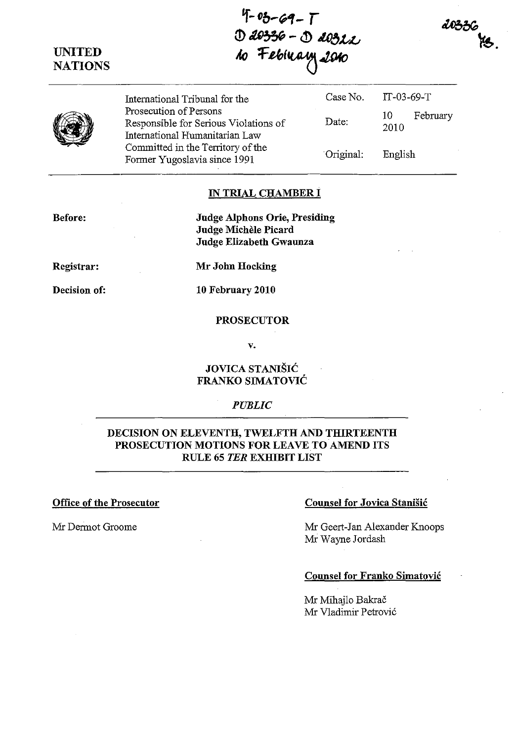IT-03-69-T
D 20336 - D 20322
10 February 2010

20336
YS.

UNITED NATIONS

| International Tribunal for the Prosecution of Persons Responsible for Serious Violations of International Humanitarian Law Committed in the Territory of the Former Yugoslavia since 1991 | Case No. | IT-03-69-T |
|---|---|---|
| | Date: | 10 February 2010 |
| | Original: | English |

## IN TRIAL CHAMBER I

**Before:** **Judge Alphons Orie, Presiding**
**Judge Michèle Picard**
**Judge Elizabeth Gwaunza**

**Registrar:** **Mr John Hocking**

**Decision of:** **10 February 2010**

**PROSECUTOR**

**v.**

**JOVICA STANIŠIĆ**
**FRANKO SIMATOVIĆ**

*PUBLIC*

## DECISION ON ELEVENTH, TWELFTH AND THIRTEENTH PROSECUTION MOTIONS FOR LEAVE TO AMEND ITS RULE 65 *TER* EXHIBIT LIST

**Office of the Prosecutor**

Mr Dermot Groome

**Counsel for Jovica Stanišić**

Mr Geert-Jan Alexander Knoops
Mr Wayne Jordash

**Counsel for Franko Simatović**

Mr Mihajlo Bakrač
Mr Vladimir Petrović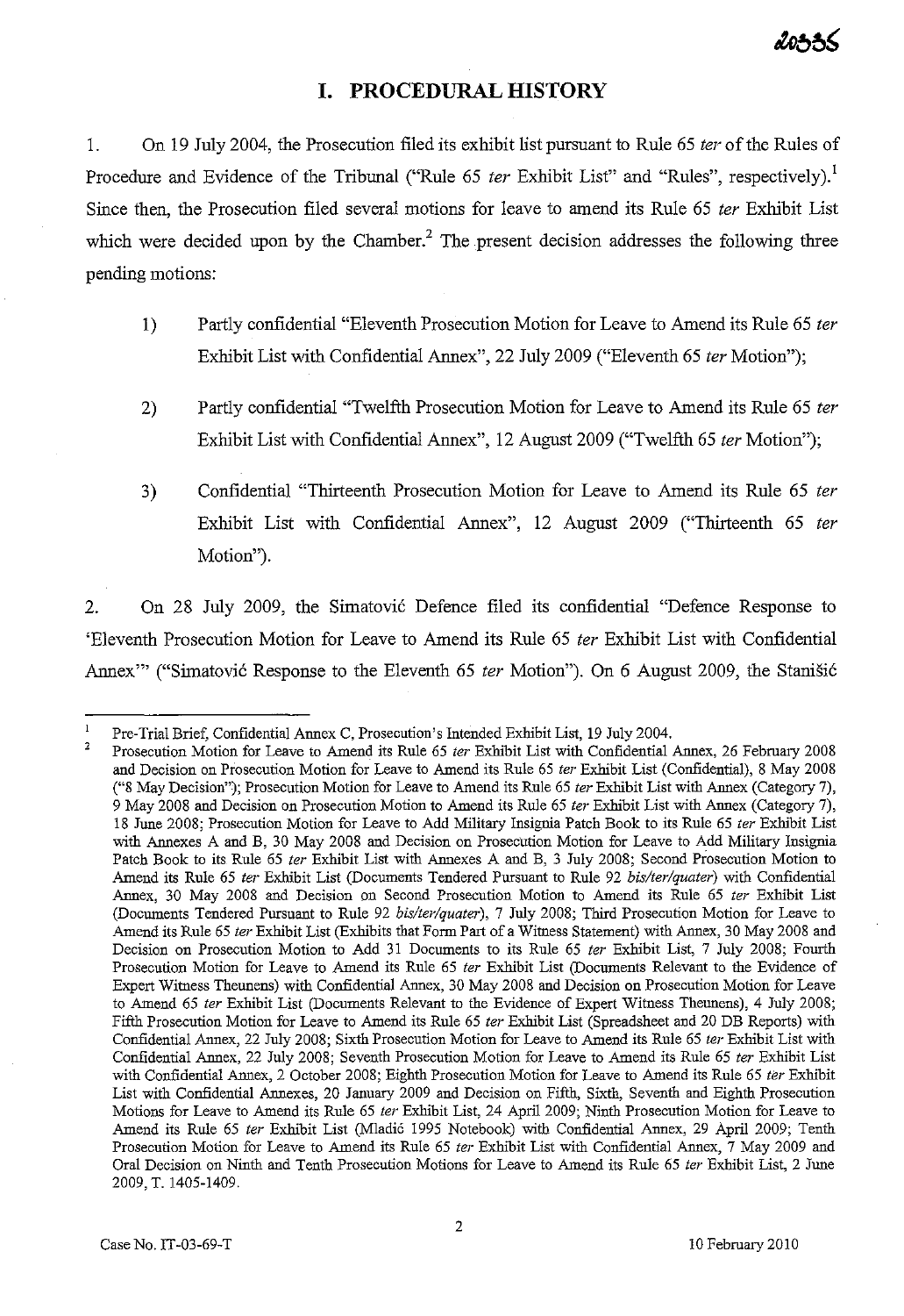## I. PROCEDURAL HISTORY

1. On 19 July 2004, the Prosecution filed its exhibit list pursuant to Rule 65 *ter* of the Rules of Procedure and Evidence of the Tribunal ("Rule 65 *ter* Exhibit List" and "Rules", respectively).[1] Since then, the Prosecution filed several motions for leave to amend its Rule 65 *ter* Exhibit List which were decided upon by the Chamber.[2] The present decision addresses the following three pending motions:

   1) Partly confidential "Eleventh Prosecution Motion for Leave to Amend its Rule 65 *ter* Exhibit List with Confidential Annex", 22 July 2009 ("Eleventh 65 *ter* Motion");

   2) Partly confidential "Twelfth Prosecution Motion for Leave to Amend its Rule 65 *ter* Exhibit List with Confidential Annex", 12 August 2009 ("Twelfth 65 *ter* Motion");

   3) Confidential "Thirteenth Prosecution Motion for Leave to Amend its Rule 65 *ter* Exhibit List with Confidential Annex", 12 August 2009 ("Thirteenth 65 *ter* Motion").

2. On 28 July 2009, the Simatović Defence filed its confidential "Defence Response to 'Eleventh Prosecution Motion for Leave to Amend its Rule 65 *ter* Exhibit List with Confidential Annex'" ("Simatović Response to the Eleventh 65 *ter* Motion"). On 6 August 2009, the Stanišić

---

[1] Pre-Trial Brief, Confidential Annex C, Prosecution's Intended Exhibit List, 19 July 2004.

[2] Prosecution Motion for Leave to Amend its Rule 65 *ter* Exhibit List with Confidential Annex, 26 February 2008 and Decision on Prosecution Motion for Leave to Amend its Rule 65 *ter* Exhibit List (Confidential), 8 May 2008 ("8 May Decision"); Prosecution Motion for Leave to Amend its Rule 65 *ter* Exhibit List with Annex (Category 7), 9 May 2008 and Decision on Prosecution Motion to Amend its Rule 65 *ter* Exhibit List with Annex (Category 7), 18 June 2008; Prosecution Motion for Leave to Add Military Insignia Patch Book to its Rule 65 *ter* Exhibit List with Annexes A and B, 30 May 2008 and Decision on Prosecution Motion for Leave to Add Military Insignia Patch Book to its Rule 65 *ter* Exhibit List with Annexes A and B, 3 July 2008; Second Prosecution Motion to Amend its Rule 65 *ter* Exhibit List (Documents Tendered Pursuant to Rule 92 *bis/ter/quater*) with Confidential Annex, 30 May 2008 and Decision on Second Prosecution Motion to Amend its Rule 65 *ter* Exhibit List (Documents Tendered Pursuant to Rule 92 *bis/ter/quater*), 7 July 2008; Third Prosecution Motion for Leave to Amend its Rule 65 *ter* Exhibit List (Exhibits that Form Part of a Witness Statement) with Annex, 30 May 2008 and Decision on Prosecution Motion to Add 31 Documents to its Rule 65 *ter* Exhibit List, 7 July 2008; Fourth Prosecution Motion for Leave to Amend its Rule 65 *ter* Exhibit List (Documents Relevant to the Evidence of Expert Witness Theunens) with Confidential Annex, 30 May 2008 and Decision on Prosecution Motion for Leave to Amend 65 *ter* Exhibit List (Documents Relevant to the Evidence of Expert Witness Theunens), 4 July 2008; Fifth Prosecution Motion for Leave to Amend its Rule 65 *ter* Exhibit List (Spreadsheet and 20 DB Reports) with Confidential Annex, 22 July 2008; Sixth Prosecution Motion for Leave to Amend its Rule 65 *ter* Exhibit List with Confidential Annex, 22 July 2008; Seventh Prosecution Motion for Leave to Amend its Rule 65 *ter* Exhibit List with Confidential Annex, 2 October 2008; Eighth Prosecution Motion for Leave to Amend its Rule 65 *ter* Exhibit List with Confidential Annexes, 20 January 2009 and Decision on Fifth, Sixth, Seventh and Eighth Prosecution Motions for Leave to Amend its Rule 65 *ter* Exhibit List, 24 April 2009; Ninth Prosecution Motion for Leave to Amend its Rule 65 *ter* Exhibit List (Mladić 1995 Notebook) with Confidential Annex, 29 April 2009; Tenth Prosecution Motion for Leave to Amend its Rule 65 *ter* Exhibit List with Confidential Annex, 7 May 2009 and Oral Decision on Ninth and Tenth Prosecution Motions for Leave to Amend its Rule 65 *ter* Exhibit List, 2 June 2009, T. 1405-1409.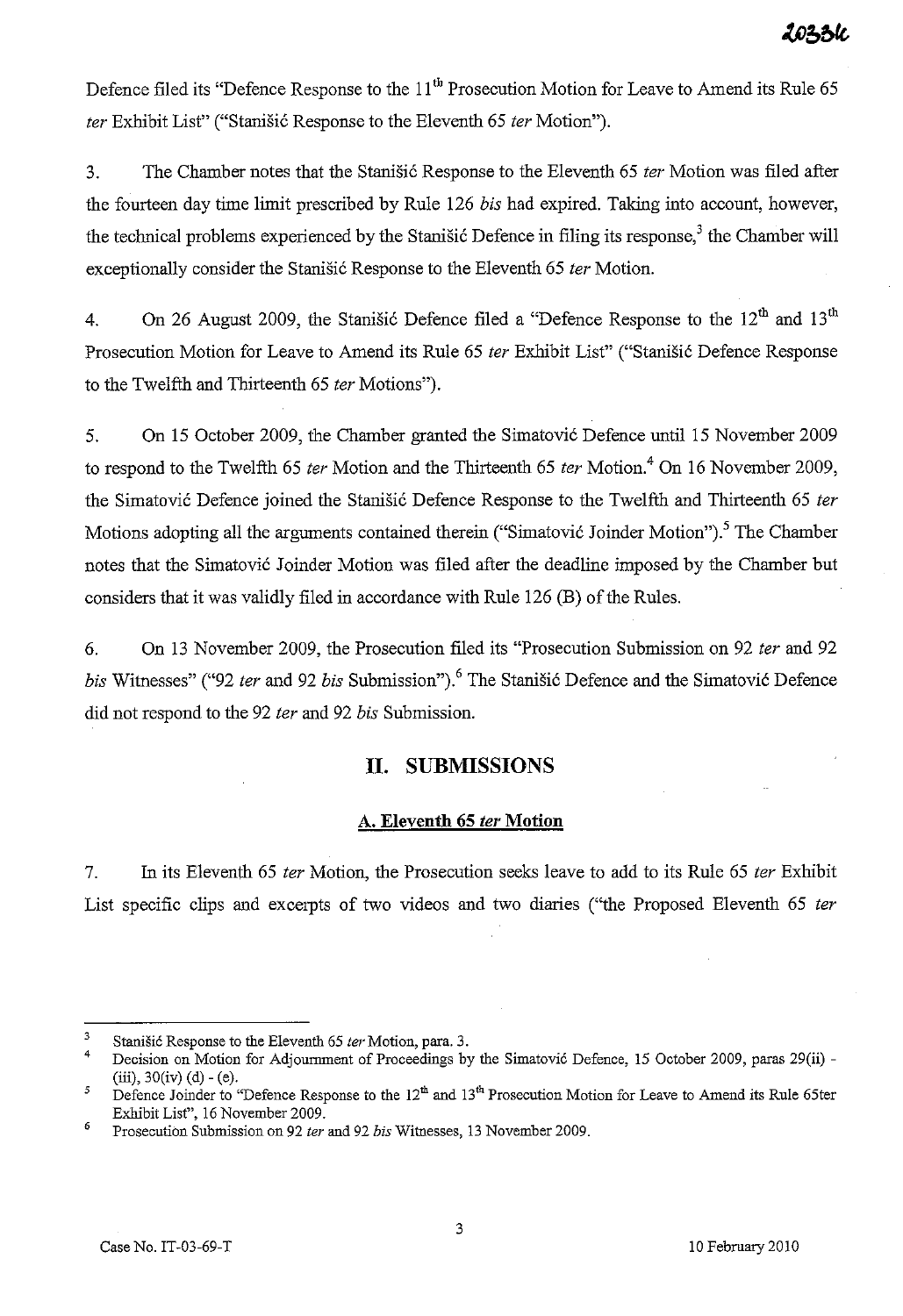Defence filed its "Defence Response to the 11[th] Prosecution Motion for Leave to Amend its Rule 65 *ter* Exhibit List" ("Stanišić Response to the Eleventh 65 *ter* Motion").

3. The Chamber notes that the Stanišić Response to the Eleventh 65 *ter* Motion was filed after the fourteen day time limit prescribed by Rule 126 *bis* had expired. Taking into account, however, the technical problems experienced by the Stanišić Defence in filing its response,[3] the Chamber will exceptionally consider the Stanišić Response to the Eleventh 65 *ter* Motion.

4. On 26 August 2009, the Stanišić Defence filed a "Defence Response to the 12[th] and 13[th] Prosecution Motion for Leave to Amend its Rule 65 *ter* Exhibit List" ("Stanišić Defence Response to the Twelfth and Thirteenth 65 *ter* Motions").

5. On 15 October 2009, the Chamber granted the Simatović Defence until 15 November 2009 to respond to the Twelfth 65 *ter* Motion and the Thirteenth 65 *ter* Motion.[4] On 16 November 2009, the Simatović Defence joined the Stanišić Defence Response to the Twelfth and Thirteenth 65 *ter* Motions adopting all the arguments contained therein ("Simatović Joinder Motion").[5] The Chamber notes that the Simatović Joinder Motion was filed after the deadline imposed by the Chamber but considers that it was validly filed in accordance with Rule 126 (B) of the Rules.

6. On 13 November 2009, the Prosecution filed its "Prosecution Submission on 92 *ter* and 92 *bis* Witnesses" ("92 *ter* and 92 *bis* Submission").[6] The Stanišić Defence and the Simatović Defence did not respond to the 92 *ter* and 92 *bis* Submission.

## II. SUBMISSIONS

### A. Eleventh 65 *ter* Motion

7. In its Eleventh 65 *ter* Motion, the Prosecution seeks leave to add to its Rule 65 *ter* Exhibit List specific clips and excerpts of two videos and two diaries ("the Proposed Eleventh 65 *ter*

---

[3] Stanišić Response to the Eleventh 65 *ter* Motion, para. 3.

[4] Decision on Motion for Adjournment of Proceedings by the Simatović Defence, 15 October 2009, paras 29(ii) - (iii), 30(iv) (d) - (e).

[5] Defence Joinder to "Defence Response to the 12[th] and 13[th] Prosecution Motion for Leave to Amend its Rule 65ter Exhibit List", 16 November 2009.

[6] Prosecution Submission on 92 *ter* and 92 *bis* Witnesses, 13 November 2009.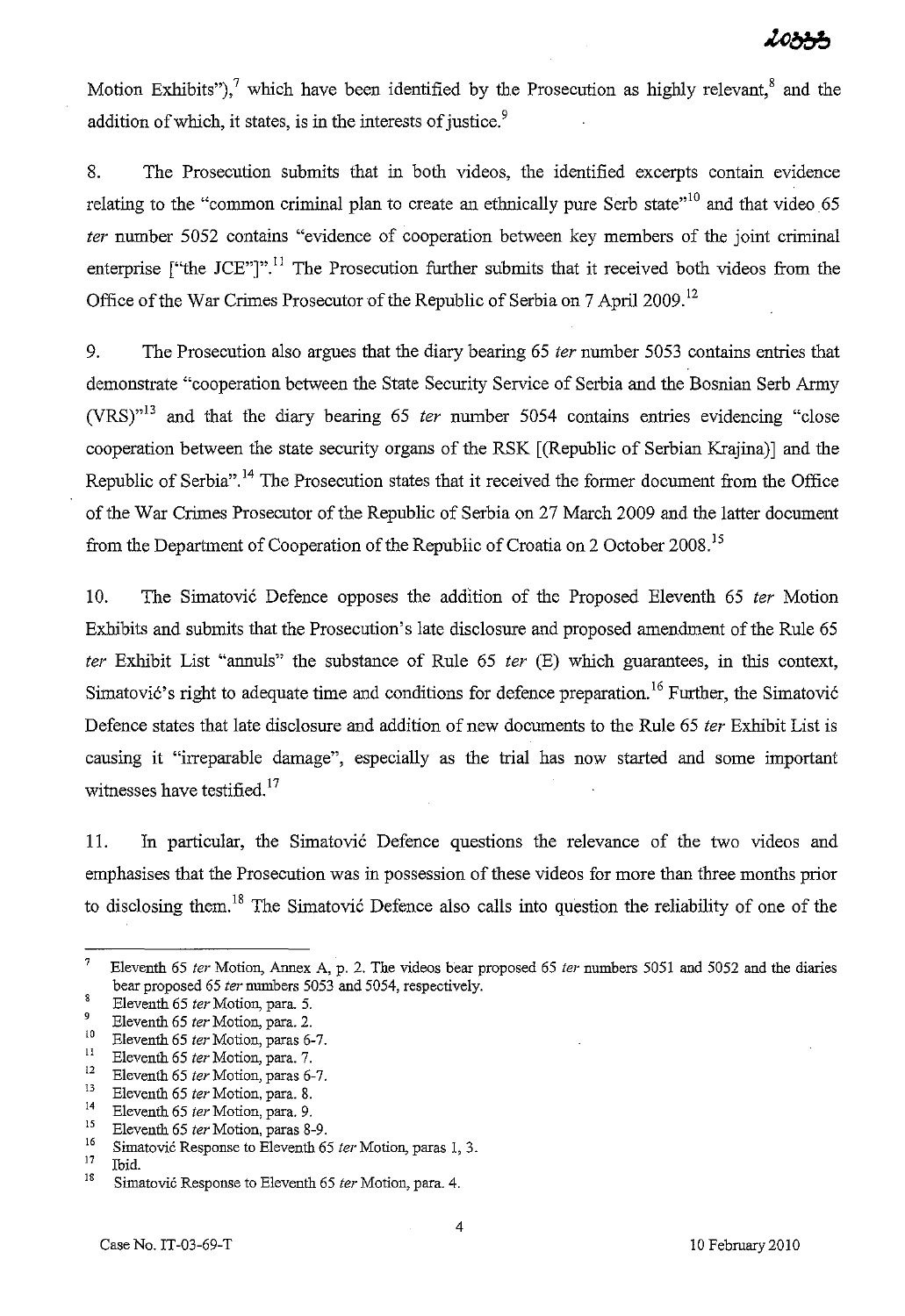Motion Exhibits"),[7] which have been identified by the Prosecution as highly relevant,[8] and the addition of which, it states, is in the interests of justice.[9]

8. The Prosecution submits that in both videos, the identified excerpts contain evidence relating to the "common criminal plan to create an ethnically pure Serb state"[10] and that video 65 *ter* number 5052 contains "evidence of cooperation between key members of the joint criminal enterprise ["the JCE"]".[11] The Prosecution further submits that it received both videos from the Office of the War Crimes Prosecutor of the Republic of Serbia on 7 April 2009.[12]

9. The Prosecution also argues that the diary bearing 65 *ter* number 5053 contains entries that demonstrate "cooperation between the State Security Service of Serbia and the Bosnian Serb Army (VRS)"[13] and that the diary bearing 65 *ter* number 5054 contains entries evidencing "close cooperation between the state security organs of the RSK [(Republic of Serbian Krajina)] and the Republic of Serbia".[14] The Prosecution states that it received the former document from the Office of the War Crimes Prosecutor of the Republic of Serbia on 27 March 2009 and the latter document from the Department of Cooperation of the Republic of Croatia on 2 October 2008.[15]

10. The Simatović Defence opposes the addition of the Proposed Eleventh 65 *ter* Motion Exhibits and submits that the Prosecution's late disclosure and proposed amendment of the Rule 65 *ter* Exhibit List "annuls" the substance of Rule 65 *ter* (E) which guarantees, in this context, Simatović's right to adequate time and conditions for defence preparation.[16] Further, the Simatović Defence states that late disclosure and addition of new documents to the Rule 65 *ter* Exhibit List is causing it "irreparable damage", especially as the trial has now started and some important witnesses have testified.[17]

11. In particular, the Simatović Defence questions the relevance of the two videos and emphasises that the Prosecution was in possession of these videos for more than three months prior to disclosing them.[18] The Simatović Defence also calls into question the reliability of one of the

---

[7] Eleventh 65 *ter* Motion, Annex A, p. 2. The videos bear proposed 65 *ter* numbers 5051 and 5052 and the diaries bear proposed 65 *ter* numbers 5053 and 5054, respectively.

[8] Eleventh 65 *ter* Motion, para. 5.

[9] Eleventh 65 *ter* Motion, para. 2.

[10] Eleventh 65 *ter* Motion, paras 6-7.

[11] Eleventh 65 *ter* Motion, para. 7.

[12] Eleventh 65 *ter* Motion, paras 6-7.

[13] Eleventh 65 *ter* Motion, para. 8.

[14] Eleventh 65 *ter* Motion, para. 9.

[15] Eleventh 65 *ter* Motion, paras 8-9.

[16] Simatović Response to Eleventh 65 *ter* Motion, paras 1, 3.

[17] Ibid.

[18] Simatović Response to Eleventh 65 *ter* Motion, para. 4.

Case No. IT-03-69-T 10 February 2010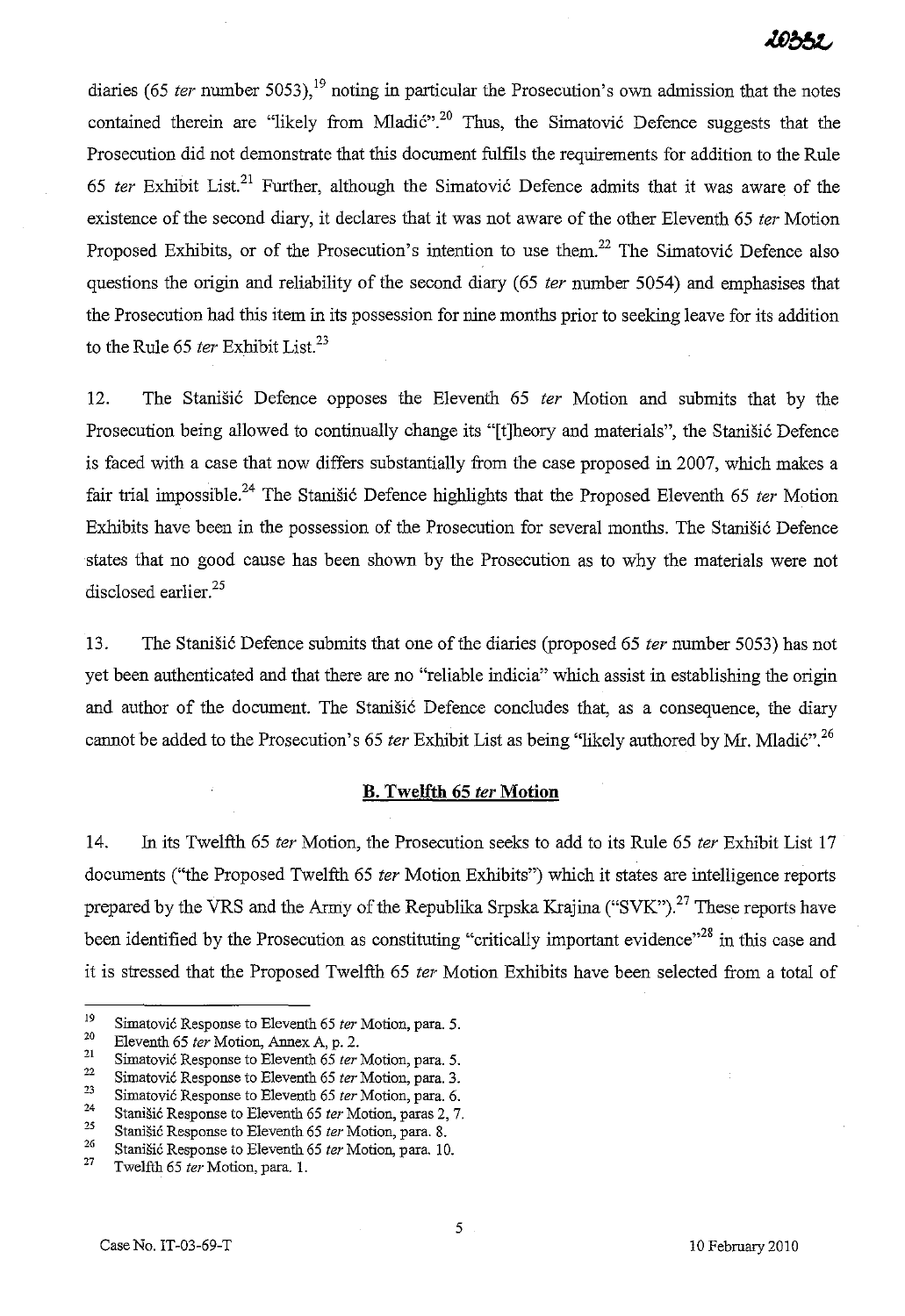diaries (65 *ter* number 5053),[19] noting in particular the Prosecution's own admission that the notes contained therein are "likely from Mladić".[20] Thus, the Simatović Defence suggests that the Prosecution did not demonstrate that this document fulfils the requirements for addition to the Rule 65 *ter* Exhibit List.[21] Further, although the Simatović Defence admits that it was aware of the existence of the second diary, it declares that it was not aware of the other Eleventh 65 *ter* Motion Proposed Exhibits, or of the Prosecution's intention to use them.[22] The Simatović Defence also questions the origin and reliability of the second diary (65 *ter* number 5054) and emphasises that the Prosecution had this item in its possession for nine months prior to seeking leave for its addition to the Rule 65 *ter* Exhibit List.[23]

12. The Stanišić Defence opposes the Eleventh 65 *ter* Motion and submits that by the Prosecution being allowed to continually change its "[t]heory and materials", the Stanišić Defence is faced with a case that now differs substantially from the case proposed in 2007, which makes a fair trial impossible.[24] The Stanišić Defence highlights that the Proposed Eleventh 65 *ter* Motion Exhibits have been in the possession of the Prosecution for several months. The Stanišić Defence states that no good cause has been shown by the Prosecution as to why the materials were not disclosed earlier.[25]

13. The Stanišić Defence submits that one of the diaries (proposed 65 *ter* number 5053) has not yet been authenticated and that there are no "reliable indicia" which assist in establishing the origin and author of the document. The Stanišić Defence concludes that, as a consequence, the diary cannot be added to the Prosecution's 65 *ter* Exhibit List as being "likely authored by Mr. Mladić".[26]

## B. Twelfth 65 *ter* Motion

14. In its Twelfth 65 *ter* Motion, the Prosecution seeks to add to its Rule 65 *ter* Exhibit List 17 documents ("the Proposed Twelfth 65 *ter* Motion Exhibits") which it states are intelligence reports prepared by the VRS and the Army of the Republika Srpska Krajina ("SVK").[27] These reports have been identified by the Prosecution as constituting "critically important evidence"[28] in this case and it is stressed that the Proposed Twelfth 65 *ter* Motion Exhibits have been selected from a total of

---

[19] Simatović Response to Eleventh 65 *ter* Motion, para. 5.

[20] Eleventh 65 *ter* Motion, Annex A, p. 2.

[21] Simatović Response to Eleventh 65 *ter* Motion, para. 5.

[22] Simatović Response to Eleventh 65 *ter* Motion, para. 3.

[23] Simatović Response to Eleventh 65 *ter* Motion, para. 6.

[24] Stanišić Response to Eleventh 65 *ter* Motion, paras 2, 7.

[25] Stanišić Response to Eleventh 65 *ter* Motion, para. 8.

[26] Stanišić Response to Eleventh 65 *ter* Motion, para. 10.

[27] Twelfth 65 *ter* Motion, para. 1.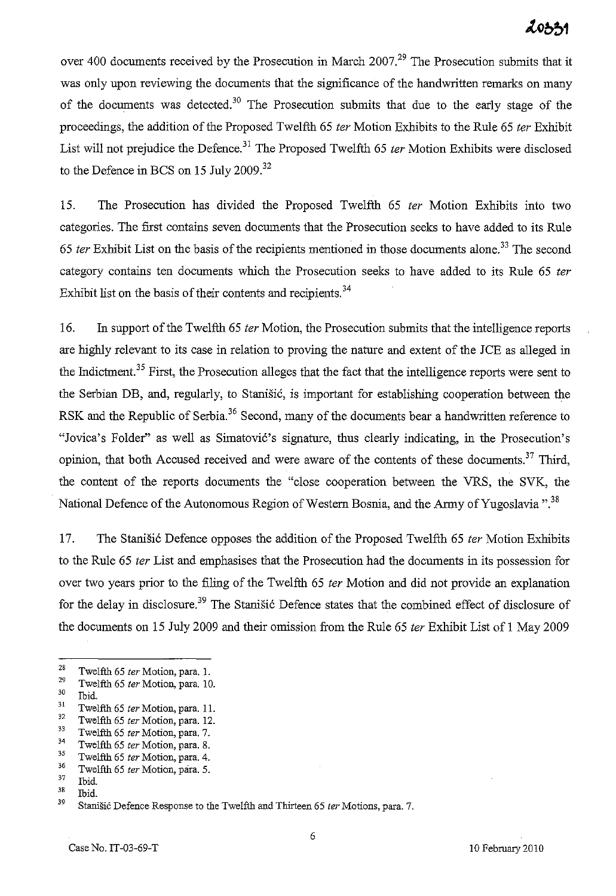over 400 documents received by the Prosecution in March 2007.[29] The Prosecution submits that it was only upon reviewing the documents that the significance of the handwritten remarks on many of the documents was detected.[30] The Prosecution submits that due to the early stage of the proceedings, the addition of the Proposed Twelfth 65 *ter* Motion Exhibits to the Rule 65 *ter* Exhibit List will not prejudice the Defence.[31] The Proposed Twelfth 65 *ter* Motion Exhibits were disclosed to the Defence in BCS on 15 July 2009.[32]

15. The Prosecution has divided the Proposed Twelfth 65 *ter* Motion Exhibits into two categories. The first contains seven documents that the Prosecution seeks to have added to its Rule 65 *ter* Exhibit List on the basis of the recipients mentioned in those documents alone.[33] The second category contains ten documents which the Prosecution seeks to have added to its Rule 65 *ter* Exhibit list on the basis of their contents and recipients.[34]

16. In support of the Twelfth 65 *ter* Motion, the Prosecution submits that the intelligence reports are highly relevant to its case in relation to proving the nature and extent of the JCE as alleged in the Indictment.[35] First, the Prosecution alleges that the fact that the intelligence reports were sent to the Serbian DB, and, regularly, to Stanišić, is important for establishing cooperation between the RSK and the Republic of Serbia.[36] Second, many of the documents bear a handwritten reference to "Jovica's Folder" as well as Simatović's signature, thus clearly indicating, in the Prosecution's opinion, that both Accused received and were aware of the contents of these documents.[37] Third, the content of the reports documents the "close cooperation between the VRS, the SVK, the National Defence of the Autonomous Region of Western Bosnia, and the Army of Yugoslavia ".[38]

17. The Stanišić Defence opposes the addition of the Proposed Twelfth 65 *ter* Motion Exhibits to the Rule 65 *ter* List and emphasises that the Prosecution had the documents in its possession for over two years prior to the filing of the Twelfth 65 *ter* Motion and did not provide an explanation for the delay in disclosure.[39] The Stanišić Defence states that the combined effect of disclosure of the documents on 15 July 2009 and their omission from the Rule 65 *ter* Exhibit List of 1 May 2009

---

[28] Twelfth 65 *ter* Motion, para. 1.
[29] Twelfth 65 *ter* Motion, para. 10.
[30] Ibid.
[31] Twelfth 65 *ter* Motion, para. 11.
[32] Twelfth 65 *ter* Motion, para. 12.
[33] Twelfth 65 *ter* Motion, para. 7.
[34] Twelfth 65 *ter* Motion, para. 8.
[35] Twelfth 65 *ter* Motion, para. 4.
[36] Twelfth 65 *ter* Motion, para. 5.
[37] Ibid.
[38] Ibid.
[39] Stanišić Defence Response to the Twelfth and Thirteen 65 *ter* Motions, para. 7.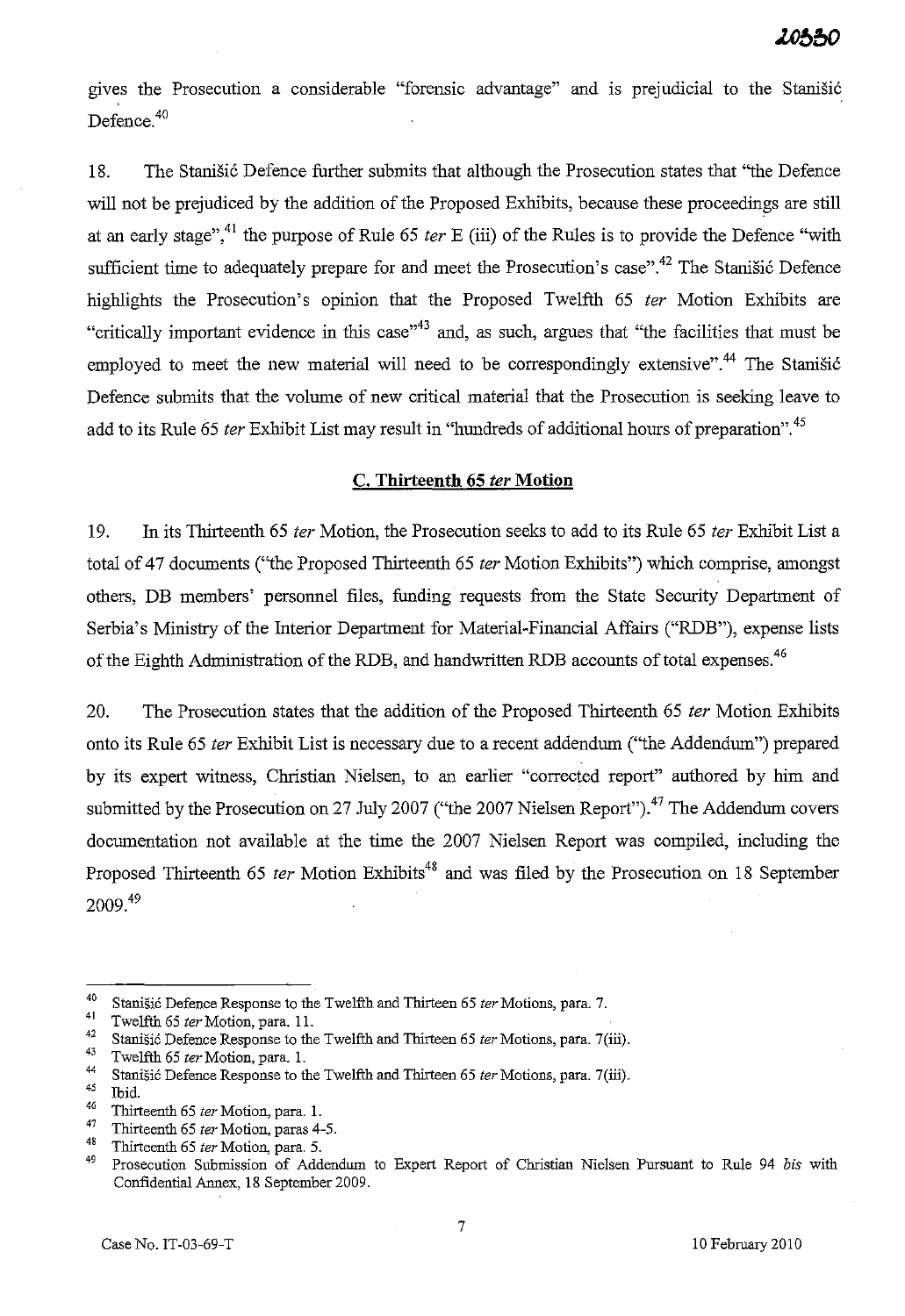gives the Prosecution a considerable "forensic advantage" and is prejudicial to the Stanišić Defence.[40]

18. The Stanišić Defence further submits that although the Prosecution states that "the Defence will not be prejudiced by the addition of the Proposed Exhibits, because these proceedings are still at an early stage",[41] the purpose of Rule 65 *ter* E (iii) of the Rules is to provide the Defence "with sufficient time to adequately prepare for and meet the Prosecution's case".[42] The Stanišić Defence highlights the Prosecution's opinion that the Proposed Twelfth 65 *ter* Motion Exhibits are "critically important evidence in this case"[43] and, as such, argues that "the facilities that must be employed to meet the new material will need to be correspondingly extensive".[44] The Stanišić Defence submits that the volume of new critical material that the Prosecution is seeking leave to add to its Rule 65 *ter* Exhibit List may result in "hundreds of additional hours of preparation".[45]

## C. Thirteenth 65 *ter* Motion

19. In its Thirteenth 65 *ter* Motion, the Prosecution seeks to add to its Rule 65 *ter* Exhibit List a total of 47 documents ("the Proposed Thirteenth 65 *ter* Motion Exhibits") which comprise, amongst others, DB members' personnel files, funding requests from the State Security Department of Serbia's Ministry of the Interior Department for Material-Financial Affairs ("RDB"), expense lists of the Eighth Administration of the RDB, and handwritten RDB accounts of total expenses.[46]

20. The Prosecution states that the addition of the Proposed Thirteenth 65 *ter* Motion Exhibits onto its Rule 65 *ter* Exhibit List is necessary due to a recent addendum ("the Addendum") prepared by its expert witness, Christian Nielsen, to an earlier "corrected report" authored by him and submitted by the Prosecution on 27 July 2007 ("the 2007 Nielsen Report").[47] The Addendum covers documentation not available at the time the 2007 Nielsen Report was compiled, including the Proposed Thirteenth 65 *ter* Motion Exhibits[48] and was filed by the Prosecution on 18 September 2009.[49]

---

[40] Stanišić Defence Response to the Twelfth and Thirteen 65 *ter* Motions, para. 7.
[41] Twelfth 65 *ter* Motion, para. 11.
[42] Stanišić Defence Response to the Twelfth and Thirteen 65 *ter* Motions, para. 7(iii).
[43] Twelfth 65 *ter* Motion, para. 1.
[44] Stanišić Defence Response to the Twelfth and Thirteen 65 *ter* Motions, para. 7(iii).
[45] Ibid.
[46] Thirteenth 65 *ter* Motion, para. 1.
[47] Thirteenth 65 *ter* Motion, paras 4-5.
[48] Thirteenth 65 *ter* Motion, para. 5.
[49] Prosecution Submission of Addendum to Expert Report of Christian Nielsen Pursuant to Rule 94 *bis* with Confidential Annex, 18 September 2009.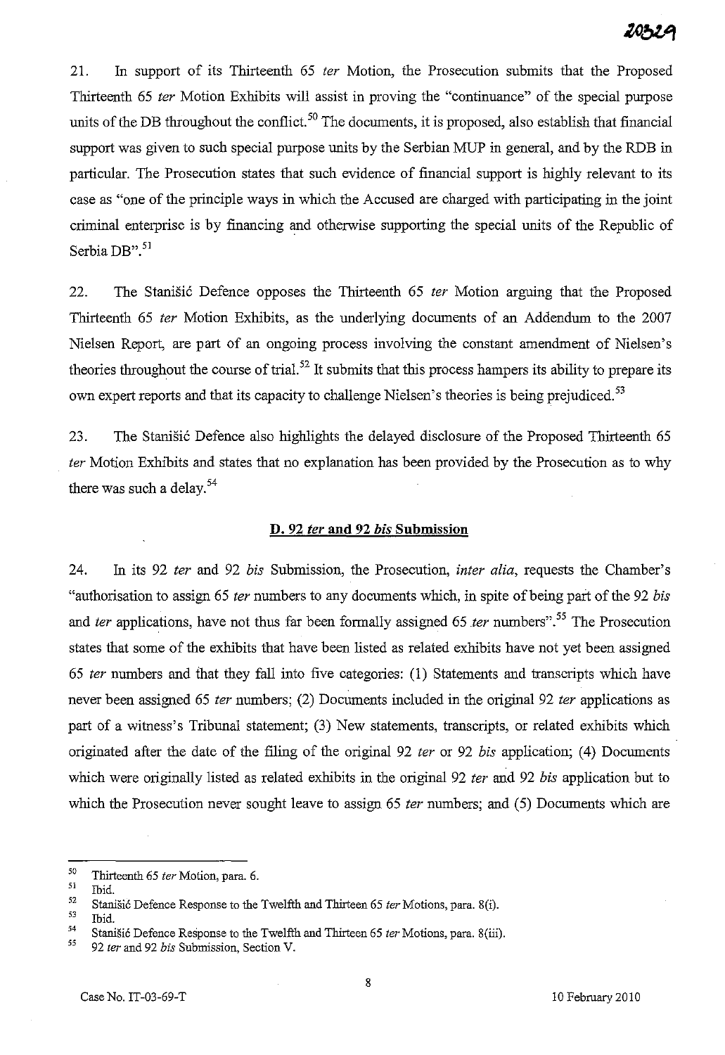21. In support of its Thirteenth 65 *ter* Motion, the Prosecution submits that the Proposed Thirteenth 65 *ter* Motion Exhibits will assist in proving the "continuance" of the special purpose units of the DB throughout the conflict.[50] The documents, it is proposed, also establish that financial support was given to such special purpose units by the Serbian MUP in general, and by the RDB in particular. The Prosecution states that such evidence of financial support is highly relevant to its case as "one of the principle ways in which the Accused are charged with participating in the joint criminal enterprise is by financing and otherwise supporting the special units of the Republic of Serbia DB".[51]

22. The Stanišić Defence opposes the Thirteenth 65 *ter* Motion arguing that the Proposed Thirteenth 65 *ter* Motion Exhibits, as the underlying documents of an Addendum to the 2007 Nielsen Report, are part of an ongoing process involving the constant amendment of Nielsen's theories throughout the course of trial.[52] It submits that this process hampers its ability to prepare its own expert reports and that its capacity to challenge Nielsen's theories is being prejudiced.[53]

23. The Stanišić Defence also highlights the delayed disclosure of the Proposed Thirteenth 65 *ter* Motion Exhibits and states that no explanation has been provided by the Prosecution as to why there was such a delay.[54]

## D. 92 *ter* and 92 *bis* Submission

24. In its 92 *ter* and 92 *bis* Submission, the Prosecution, *inter alia*, requests the Chamber's "authorisation to assign 65 *ter* numbers to any documents which, in spite of being part of the 92 *bis* and *ter* applications, have not thus far been formally assigned 65 *ter* numbers".[55] The Prosecution states that some of the exhibits that have been listed as related exhibits have not yet been assigned 65 *ter* numbers and that they fall into five categories: (1) Statements and transcripts which have never been assigned 65 *ter* numbers; (2) Documents included in the original 92 *ter* applications as part of a witness's Tribunal statement; (3) New statements, transcripts, or related exhibits which originated after the date of the filing of the original 92 *ter* or 92 *bis* application; (4) Documents which were originally listed as related exhibits in the original 92 *ter* and 92 *bis* application but to which the Prosecution never sought leave to assign 65 *ter* numbers; and (5) Documents which are

---

[50] Thirteenth 65 *ter* Motion, para. 6.

[51] Ibid.

[52] Stanišić Defence Response to the Twelfth and Thirteen 65 *ter* Motions, para. 8(i).

[53] Ibid.

[54] Stanišić Defence Response to the Twelfth and Thirteen 65 *ter* Motions, para. 8(iii).

[55] 92 *ter* and 92 *bis* Submission, Section V.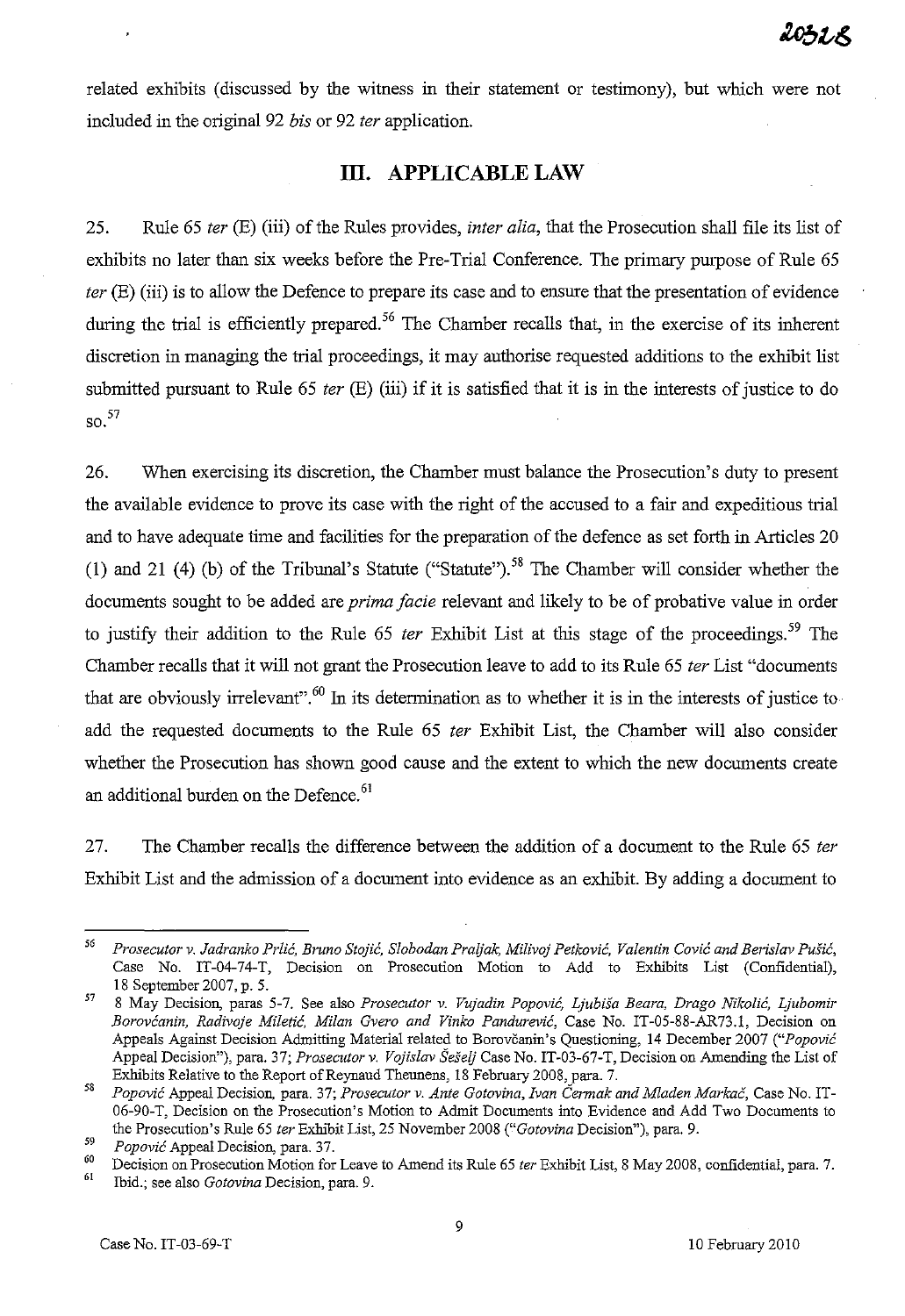related exhibits (discussed by the witness in their statement or testimony), but which were not included in the original 92 *bis* or 92 *ter* application.

## III. APPLICABLE LAW

25. Rule 65 *ter* (E) (iii) of the Rules provides, *inter alia*, that the Prosecution shall file its list of exhibits no later than six weeks before the Pre-Trial Conference. The primary purpose of Rule 65 *ter* (E) (iii) is to allow the Defence to prepare its case and to ensure that the presentation of evidence during the trial is efficiently prepared.[56] The Chamber recalls that, in the exercise of its inherent discretion in managing the trial proceedings, it may authorise requested additions to the exhibit list submitted pursuant to Rule 65 *ter* (E) (iii) if it is satisfied that it is in the interests of justice to do so.[57]

26. When exercising its discretion, the Chamber must balance the Prosecution's duty to present the available evidence to prove its case with the right of the accused to a fair and expeditious trial and to have adequate time and facilities for the preparation of the defence as set forth in Articles 20 (1) and 21 (4) (b) of the Tribunal's Statute ("Statute").[58] The Chamber will consider whether the documents sought to be added are *prima facie* relevant and likely to be of probative value in order to justify their addition to the Rule 65 *ter* Exhibit List at this stage of the proceedings.[59] The Chamber recalls that it will not grant the Prosecution leave to add to its Rule 65 *ter* List "documents that are obviously irrelevant".[60] In its determination as to whether it is in the interests of justice to add the requested documents to the Rule 65 *ter* Exhibit List, the Chamber will also consider whether the Prosecution has shown good cause and the extent to which the new documents create an additional burden on the Defence.[61]

27. The Chamber recalls the difference between the addition of a document to the Rule 65 *ter* Exhibit List and the admission of a document into evidence as an exhibit. By adding a document to

---

[56] *Prosecutor v. Jadranko Prlić, Bruno Stojić, Slobodan Praljak, Milivoj Petković, Valentin Ćorić and Berislav Pušić*, Case No. IT-04-74-T, Decision on Prosecution Motion to Add to Exhibits List (Confidential), 18 September 2007, p. 5.

[57] 8 May Decision, paras 5-7. See also *Prosecutor v. Vujadin Popović, Ljubiša Beara, Drago Nikolić, Ljubomir Borovčanin, Radivoje Miletić, Milan Gvero and Vinko Pandurević*, Case No. IT-05-88-AR73.1, Decision on Appeals Against Decision Admitting Material related to Borovčanin's Questioning, 14 December 2007 ("*Popović* Appeal Decision"), para. 37; *Prosecutor v. Vojislav Šešelj* Case No. IT-03-67-T, Decision on Amending the List of Exhibits Relative to the Report of Reynaud Theunens, 18 February 2008, para. 7.

[58] *Popović* Appeal Decision, para. 37; *Prosecutor v. Ante Gotovina, Ivan Čermak and Mladen Markač*, Case No. IT-06-90-T, Decision on the Prosecution's Motion to Admit Documents into Evidence and Add Two Documents to the Prosecution's Rule 65 *ter* Exhibit List, 25 November 2008 ("*Gotovina* Decision"), para. 9.

[59] *Popović* Appeal Decision, para. 37.

[60] Decision on Prosecution Motion for Leave to Amend its Rule 65 *ter* Exhibit List, 8 May 2008, confidential, para. 7.

[61] Ibid.; see also *Gotovina* Decision, para. 9.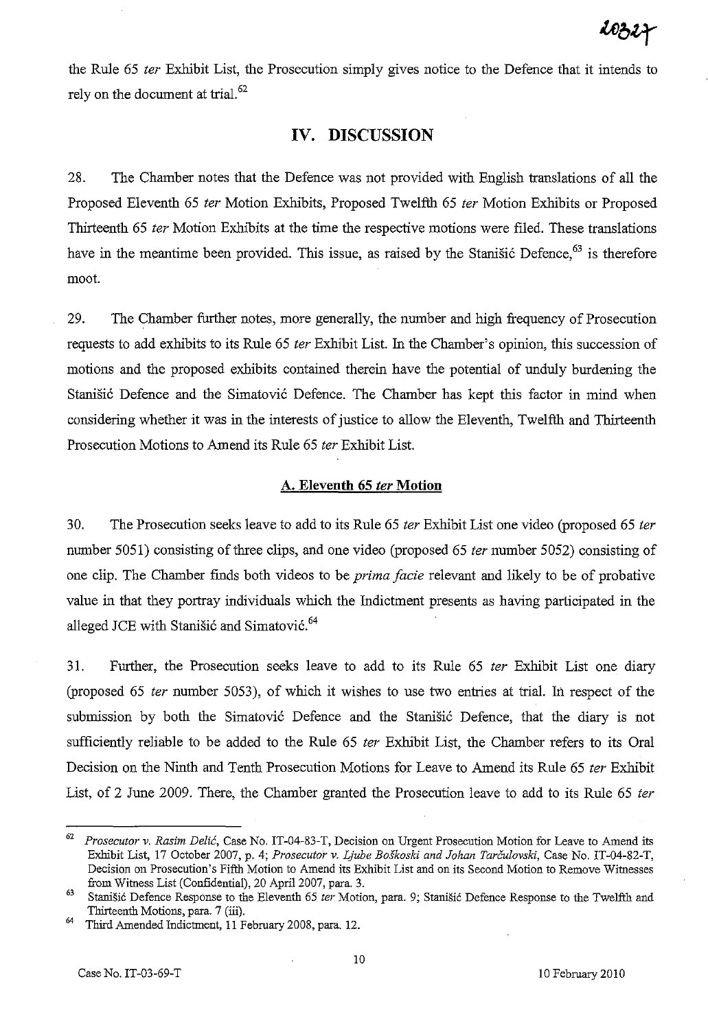the Rule 65 *ter* Exhibit List, the Prosecution simply gives notice to the Defence that it intends to rely on the document at trial.[62]

## IV. DISCUSSION

28. The Chamber notes that the Defence was not provided with English translations of all the Proposed Eleventh 65 *ter* Motion Exhibits, Proposed Twelfth 65 *ter* Motion Exhibits or Proposed Thirteenth 65 *ter* Motion Exhibits at the time the respective motions were filed. These translations have in the meantime been provided. This issue, as raised by the Stanišić Defence,[63] is therefore moot.

29. The Chamber further notes, more generally, the number and high frequency of Prosecution requests to add exhibits to its Rule 65 *ter* Exhibit List. In the Chamber's opinion, this succession of motions and the proposed exhibits contained therein have the potential of unduly burdening the Stanišić Defence and the Simatović Defence. The Chamber has kept this factor in mind when considering whether it was in the interests of justice to allow the Eleventh, Twelfth and Thirteenth Prosecution Motions to Amend its Rule 65 *ter* Exhibit List.

### A. Eleventh 65 *ter* Motion

30. The Prosecution seeks leave to add to its Rule 65 *ter* Exhibit List one video (proposed 65 *ter* number 5051) consisting of three clips, and one video (proposed 65 *ter* number 5052) consisting of one clip. The Chamber finds both videos to be *prima facie* relevant and likely to be of probative value in that they portray individuals which the Indictment presents as having participated in the alleged JCE with Stanišić and Simatović.[64]

31. Further, the Prosecution seeks leave to add to its Rule 65 *ter* Exhibit List one diary (proposed 65 *ter* number 5053), of which it wishes to use two entries at trial. In respect of the submission by both the Simatović Defence and the Stanišić Defence, that the diary is not sufficiently reliable to be added to the Rule 65 *ter* Exhibit List, the Chamber refers to its Oral Decision on the Ninth and Tenth Prosecution Motions for Leave to Amend its Rule 65 *ter* Exhibit List, of 2 June 2009. There, the Chamber granted the Prosecution leave to add to its Rule 65 *ter*

---

[62] *Prosecutor v. Rasim Delić*, Case No. IT-04-83-T, Decision on Urgent Prosecution Motion for Leave to Amend its Exhibit List, 17 October 2007, p. 4; *Prosecutor v. Ljube Boškoski and Johan Tarčulovski*, Case No. IT-04-82-T, Decision on Prosecution's Fifth Motion to Amend its Exhibit List and on its Second Motion to Remove Witnesses from Witness List (Confidential), 20 April 2007, para. 3.

[63] Stanišić Defence Response to the Eleventh 65 *ter* Motion, para. 9; Stanišić Defence Response to the Twelfth and Thirteenth Motions, para. 7 (iii).

[64] Third Amended Indictment, 11 February 2008, para. 12.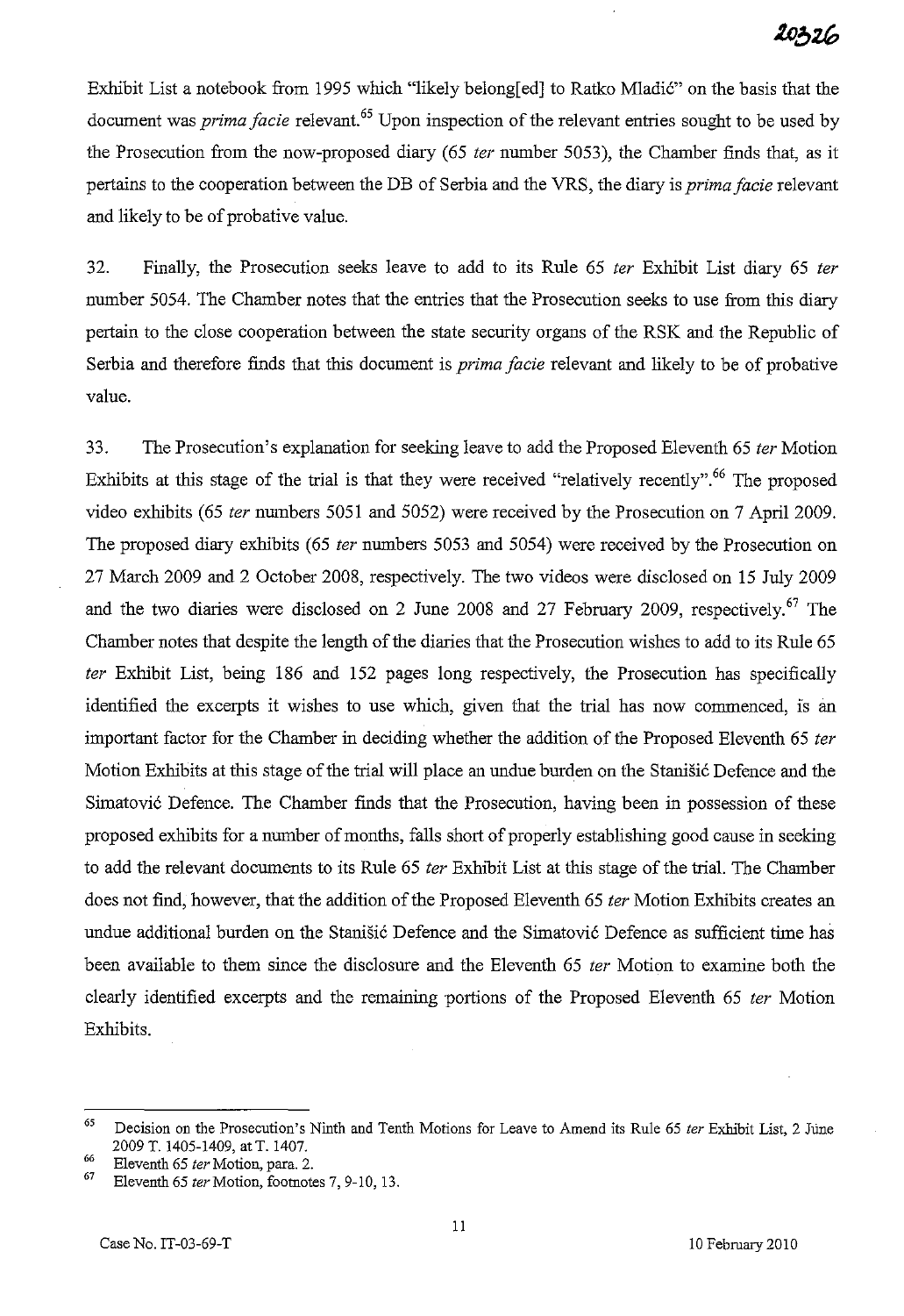Exhibit List a notebook from 1995 which "likely belong[ed] to Ratko Mladić" on the basis that the document was *prima facie* relevant.[65] Upon inspection of the relevant entries sought to be used by the Prosecution from the now-proposed diary (65 *ter* number 5053), the Chamber finds that, as it pertains to the cooperation between the DB of Serbia and the VRS, the diary is *prima facie* relevant and likely to be of probative value.

32. Finally, the Prosecution seeks leave to add to its Rule 65 *ter* Exhibit List diary 65 *ter* number 5054. The Chamber notes that the entries that the Prosecution seeks to use from this diary pertain to the close cooperation between the state security organs of the RSK and the Republic of Serbia and therefore finds that this document is *prima facie* relevant and likely to be of probative value.

33. The Prosecution's explanation for seeking leave to add the Proposed Eleventh 65 *ter* Motion Exhibits at this stage of the trial is that they were received "relatively recently".[66] The proposed video exhibits (65 *ter* numbers 5051 and 5052) were received by the Prosecution on 7 April 2009. The proposed diary exhibits (65 *ter* numbers 5053 and 5054) were received by the Prosecution on 27 March 2009 and 2 October 2008, respectively. The two videos were disclosed on 15 July 2009 and the two diaries were disclosed on 2 June 2008 and 27 February 2009, respectively.[67] The Chamber notes that despite the length of the diaries that the Prosecution wishes to add to its Rule 65 *ter* Exhibit List, being 186 and 152 pages long respectively, the Prosecution has specifically identified the excerpts it wishes to use which, given that the trial has now commenced, is an important factor for the Chamber in deciding whether the addition of the Proposed Eleventh 65 *ter* Motion Exhibits at this stage of the trial will place an undue burden on the Stanišić Defence and the Simatović Defence. The Chamber finds that the Prosecution, having been in possession of these proposed exhibits for a number of months, falls short of properly establishing good cause in seeking to add the relevant documents to its Rule 65 *ter* Exhibit List at this stage of the trial. The Chamber does not find, however, that the addition of the Proposed Eleventh 65 *ter* Motion Exhibits creates an undue additional burden on the Stanišić Defence and the Simatović Defence as sufficient time has been available to them since the disclosure and the Eleventh 65 *ter* Motion to examine both the clearly identified excerpts and the remaining portions of the Proposed Eleventh 65 *ter* Motion Exhibits.

---

[65] Decision on the Prosecution's Ninth and Tenth Motions for Leave to Amend its Rule 65 *ter* Exhibit List, 2 June 2009 T. 1405-1409, at T. 1407.

[66] Eleventh 65 *ter* Motion, para. 2.

[67] Eleventh 65 *ter* Motion, footnotes 7, 9-10, 13.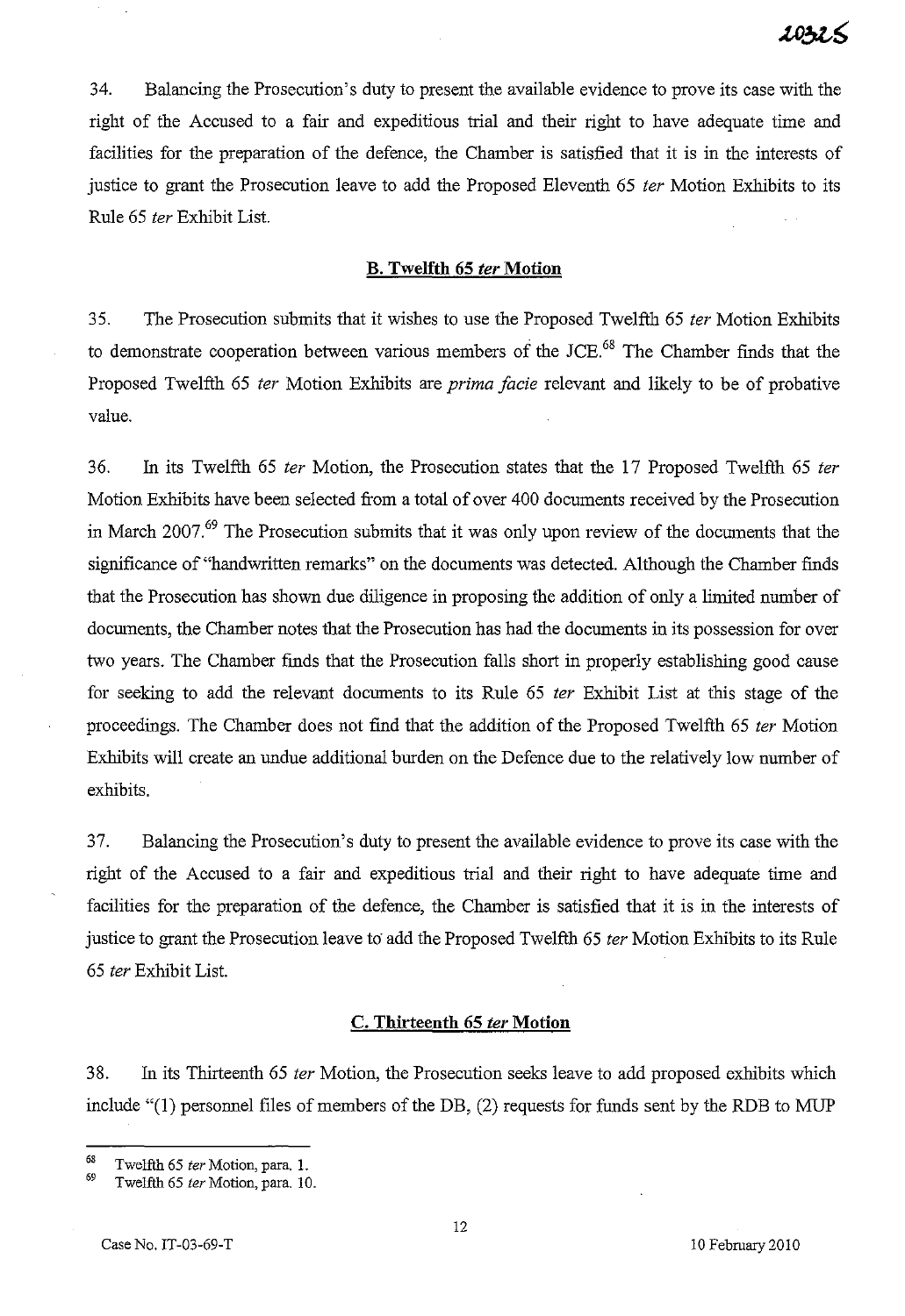34. Balancing the Prosecution's duty to present the available evidence to prove its case with the right of the Accused to a fair and expeditious trial and their right to have adequate time and facilities for the preparation of the defence, the Chamber is satisfied that it is in the interests of justice to grant the Prosecution leave to add the Proposed Eleventh 65 *ter* Motion Exhibits to its Rule 65 *ter* Exhibit List.

## B. Twelfth 65 *ter* Motion

35. The Prosecution submits that it wishes to use the Proposed Twelfth 65 *ter* Motion Exhibits to demonstrate cooperation between various members of the JCE.[68] The Chamber finds that the Proposed Twelfth 65 *ter* Motion Exhibits are *prima facie* relevant and likely to be of probative value.

36. In its Twelfth 65 *ter* Motion, the Prosecution states that the 17 Proposed Twelfth 65 *ter* Motion Exhibits have been selected from a total of over 400 documents received by the Prosecution in March 2007.[69] The Prosecution submits that it was only upon review of the documents that the significance of "handwritten remarks" on the documents was detected. Although the Chamber finds that the Prosecution has shown due diligence in proposing the addition of only a limited number of documents, the Chamber notes that the Prosecution has had the documents in its possession for over two years. The Chamber finds that the Prosecution falls short in properly establishing good cause for seeking to add the relevant documents to its Rule 65 *ter* Exhibit List at this stage of the proceedings. The Chamber does not find that the addition of the Proposed Twelfth 65 *ter* Motion Exhibits will create an undue additional burden on the Defence due to the relatively low number of exhibits.

37. Balancing the Prosecution's duty to present the available evidence to prove its case with the right of the Accused to a fair and expeditious trial and their right to have adequate time and facilities for the preparation of the defence, the Chamber is satisfied that it is in the interests of justice to grant the Prosecution leave to add the Proposed Twelfth 65 *ter* Motion Exhibits to its Rule 65 *ter* Exhibit List.

## C. Thirteenth 65 *ter* Motion

38. In its Thirteenth 65 *ter* Motion, the Prosecution seeks leave to add proposed exhibits which include "(1) personnel files of members of the DB, (2) requests for funds sent by the RDB to MUP

---

[68] Twelfth 65 *ter* Motion, para. 1.

[69] Twelfth 65 *ter* Motion, para. 10.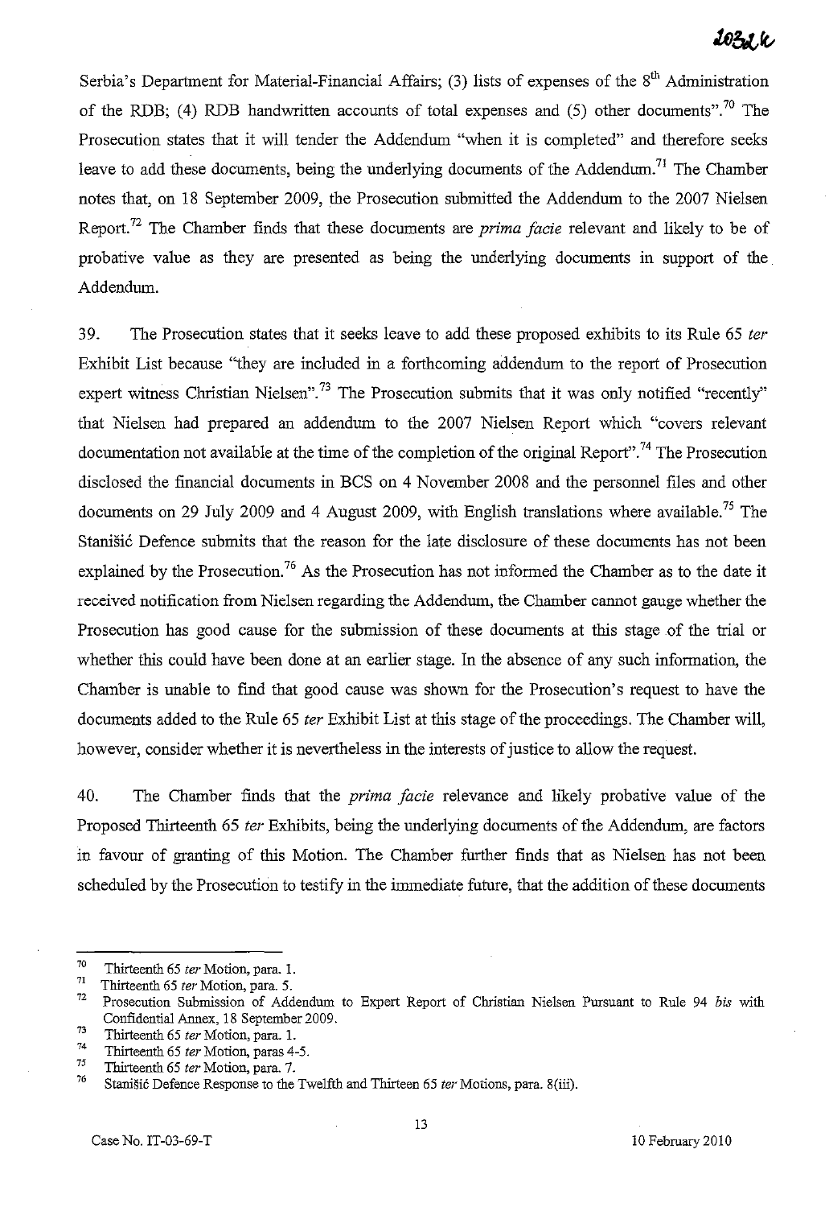Serbia's Department for Material-Financial Affairs; (3) lists of expenses of the 8th Administration of the RDB; (4) RDB handwritten accounts of total expenses and (5) other documents".[70] The Prosecution states that it will tender the Addendum "when it is completed" and therefore seeks leave to add these documents, being the underlying documents of the Addendum.[71] The Chamber notes that, on 18 September 2009, the Prosecution submitted the Addendum to the 2007 Nielsen Report.[72] The Chamber finds that these documents are *prima facie* relevant and likely to be of probative value as they are presented as being the underlying documents in support of the Addendum.

39. The Prosecution states that it seeks leave to add these proposed exhibits to its Rule 65 *ter* Exhibit List because "they are included in a forthcoming addendum to the report of Prosecution expert witness Christian Nielsen".[73] The Prosecution submits that it was only notified "recently" that Nielsen had prepared an addendum to the 2007 Nielsen Report which "covers relevant documentation not available at the time of the completion of the original Report".[74] The Prosecution disclosed the financial documents in BCS on 4 November 2008 and the personnel files and other documents on 29 July 2009 and 4 August 2009, with English translations where available.[75] The Stanišić Defence submits that the reason for the late disclosure of these documents has not been explained by the Prosecution.[76] As the Prosecution has not informed the Chamber as to the date it received notification from Nielsen regarding the Addendum, the Chamber cannot gauge whether the Prosecution has good cause for the submission of these documents at this stage of the trial or whether this could have been done at an earlier stage. In the absence of any such information, the Chamber is unable to find that good cause was shown for the Prosecution's request to have the documents added to the Rule 65 *ter* Exhibit List at this stage of the proceedings. The Chamber will, however, consider whether it is nevertheless in the interests of justice to allow the request.

40. The Chamber finds that the *prima facie* relevance and likely probative value of the Proposed Thirteenth 65 *ter* Exhibits, being the underlying documents of the Addendum, are factors in favour of granting of this Motion. The Chamber further finds that as Nielsen has not been scheduled by the Prosecution to testify in the immediate future, that the addition of these documents

---

[70] Thirteenth 65 *ter* Motion, para. 1.

[71] Thirteenth 65 *ter* Motion, para. 5.

[72] Prosecution Submission of Addendum to Expert Report of Christian Nielsen Pursuant to Rule 94 *bis* with Confidential Annex, 18 September 2009.

[73] Thirteenth 65 *ter* Motion, para. 1.

[74] Thirteenth 65 *ter* Motion, paras 4-5.

[75] Thirteenth 65 *ter* Motion, para. 7.

[76] Stanišić Defence Response to the Twelfth and Thirteen 65 *ter* Motions, para. 8(iii).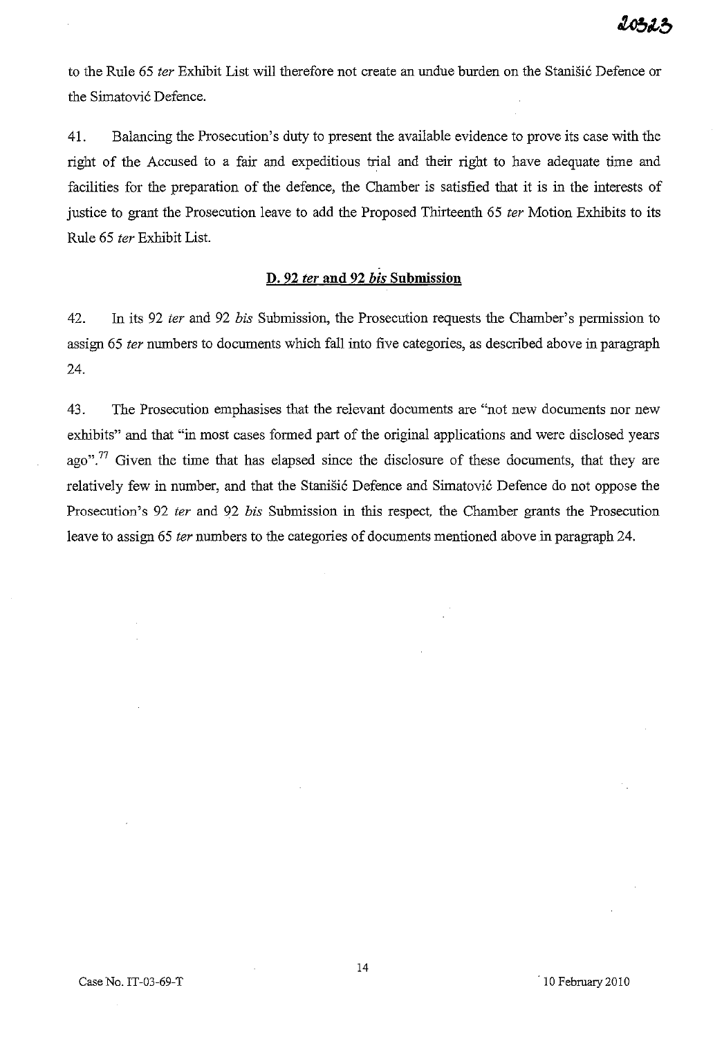to the Rule 65 *ter* Exhibit List will therefore not create an undue burden on the Stanišić Defence or the Simatović Defence.

41. Balancing the Prosecution's duty to present the available evidence to prove its case with the right of the Accused to a fair and expeditious trial and their right to have adequate time and facilities for the preparation of the defence, the Chamber is satisfied that it is in the interests of justice to grant the Prosecution leave to add the Proposed Thirteenth 65 *ter* Motion Exhibits to its Rule 65 *ter* Exhibit List.

## D. 92 *ter* and 92 *bis* Submission

42. In its 92 *ter* and 92 *bis* Submission, the Prosecution requests the Chamber's permission to assign 65 *ter* numbers to documents which fall into five categories, as described above in paragraph 24.

43. The Prosecution emphasises that the relevant documents are "not new documents nor new exhibits" and that "in most cases formed part of the original applications and were disclosed years ago".[77] Given the time that has elapsed since the disclosure of these documents, that they are relatively few in number, and that the Stanišić Defence and Simatović Defence do not oppose the Prosecution's 92 *ter* and 92 *bis* Submission in this respect, the Chamber grants the Prosecution leave to assign 65 *ter* numbers to the categories of documents mentioned above in paragraph 24.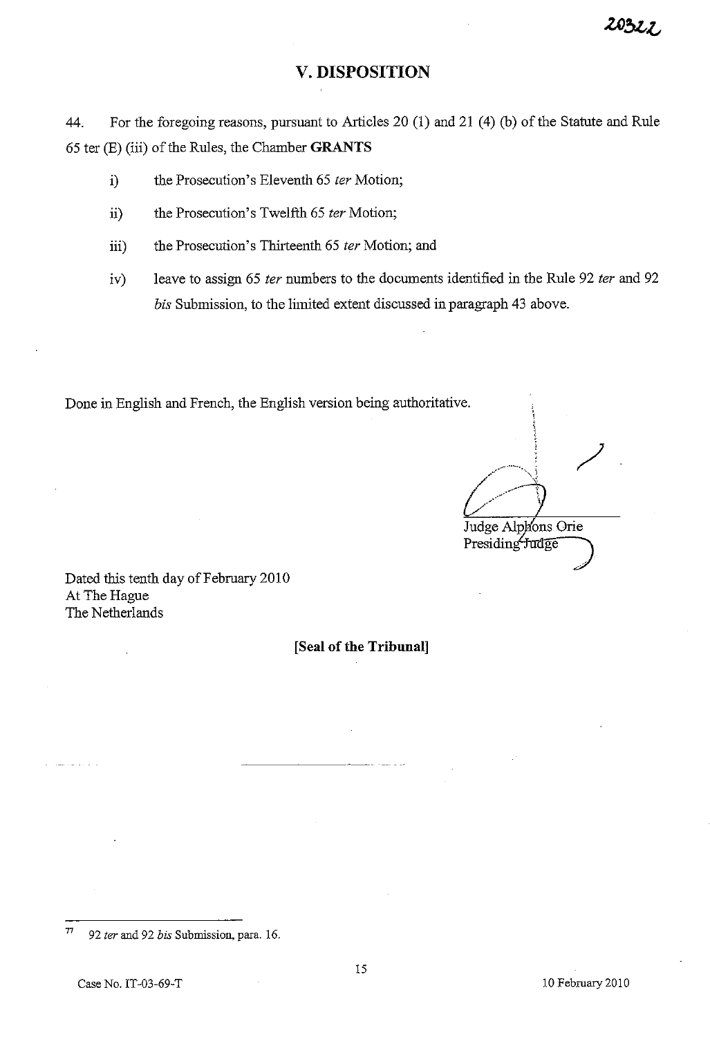## V. DISPOSITION

44. For the foregoing reasons, pursuant to Articles 20 (1) and 21 (4) (b) of the Statute and Rule 65 ter (E) (iii) of the Rules, the Chamber **GRANTS**

i) the Prosecution's Eleventh 65 *ter* Motion;

ii) the Prosecution's Twelfth 65 *ter* Motion;

iii) the Prosecution's Thirteenth 65 *ter* Motion; and

iv) leave to assign 65 *ter* numbers to the documents identified in the Rule 92 *ter* and 92 *bis* Submission, to the limited extent discussed in paragraph 43 above.

Done in English and French, the English version being authoritative.

Judge Alphons Orie
Presiding Judge

Dated this tenth day of February 2010
At The Hague
The Netherlands

**[Seal of the Tribunal]**

[77] 92 *ter* and 92 *bis* Submission, para. 16.